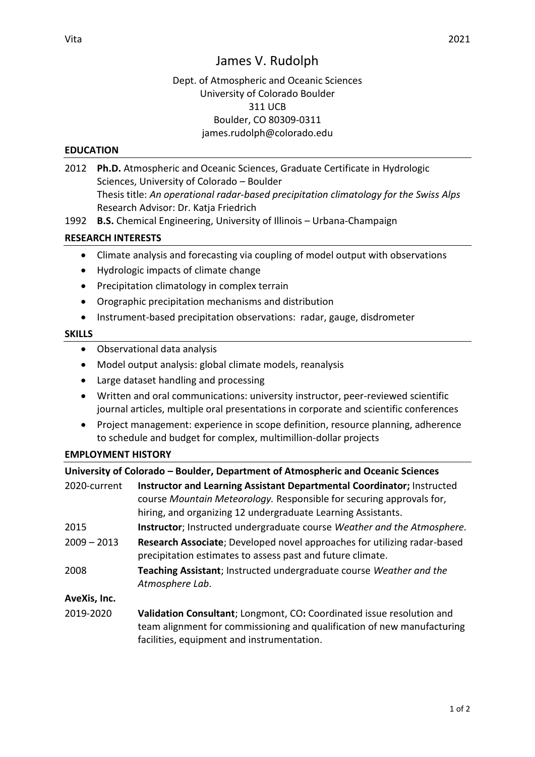# James V. Rudolph

Dept. of Atmospheric and Oceanic Sciences
University of Colorado Boulder
311 UCB
Boulder, CO 80309-0311
james.rudolph@colorado.edu

## EDUCATION

2012 **Ph.D.** Atmospheric and Oceanic Sciences, Graduate Certificate in Hydrologic Sciences, University of Colorado – Boulder
Thesis title: *An operational radar-based precipitation climatology for the Swiss Alps*
Research Advisor: Dr. Katja Friedrich

1992 **B.S.** Chemical Engineering, University of Illinois – Urbana-Champaign

## RESEARCH INTERESTS

- Climate analysis and forecasting via coupling of model output with observations
- Hydrologic impacts of climate change
- Precipitation climatology in complex terrain
- Orographic precipitation mechanisms and distribution
- Instrument-based precipitation observations: radar, gauge, disdrometer

## SKILLS

- Observational data analysis
- Model output analysis: global climate models, reanalysis
- Large dataset handling and processing
- Written and oral communications: university instructor, peer-reviewed scientific journal articles, multiple oral presentations in corporate and scientific conferences
- Project management: experience in scope definition, resource planning, adherence to schedule and budget for complex, multimillion-dollar projects

## EMPLOYMENT HISTORY

**University of Colorado – Boulder, Department of Atmospheric and Oceanic Sciences**

2020-current **Instructor and Learning Assistant Departmental Coordinator;** Instructed course *Mountain Meteorology.* Responsible for securing approvals for, hiring, and organizing 12 undergraduate Learning Assistants.

2015 **Instructor**; Instructed undergraduate course *Weather and the Atmosphere.*

2009 – 2013 **Research Associate**; Developed novel approaches for utilizing radar-based precipitation estimates to assess past and future climate.

2008 **Teaching Assistant**; Instructed undergraduate course *Weather and the Atmosphere Lab*.

**AveXis, Inc.**

2019-2020 **Validation Consultant**; Longmont, CO**:** Coordinated issue resolution and team alignment for commissioning and qualification of new manufacturing facilities, equipment and instrumentation.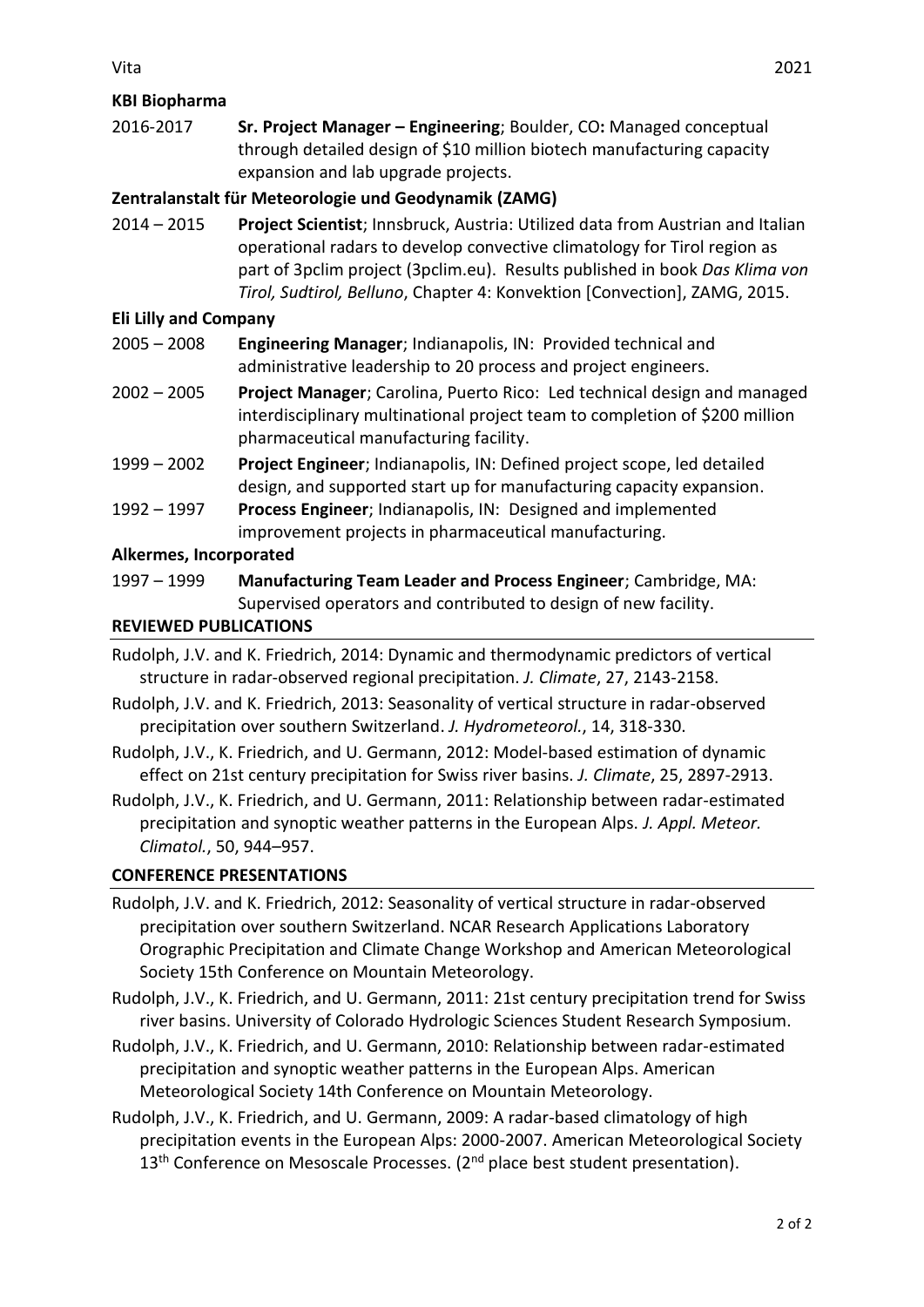**KBI Biopharma**

2016-2017 **Sr. Project Manager – Engineering**; Boulder, CO**:** Managed conceptual through detailed design of $10 million biotech manufacturing capacity expansion and lab upgrade projects.

**Zentralanstalt für Meteorologie und Geodynamik (ZAMG)**

2014 – 2015 **Project Scientist**; Innsbruck, Austria: Utilized data from Austrian and Italian operational radars to develop convective climatology for Tirol region as part of 3pclim project (3pclim.eu). Results published in book *Das Klima von Tirol, Sudtirol, Belluno*, Chapter 4: Konvektion [Convection], ZAMG, 2015.

**Eli Lilly and Company**

2005 – 2008 **Engineering Manager**; Indianapolis, IN: Provided technical and administrative leadership to 20 process and project engineers.

2002 – 2005 **Project Manager**; Carolina, Puerto Rico: Led technical design and managed interdisciplinary multinational project team to completion of $200 million pharmaceutical manufacturing facility.

1999 – 2002 **Project Engineer**; Indianapolis, IN: Defined project scope, led detailed design, and supported start up for manufacturing capacity expansion.

1992 – 1997 **Process Engineer**; Indianapolis, IN: Designed and implemented improvement projects in pharmaceutical manufacturing.

**Alkermes, Incorporated**

1997 – 1999 **Manufacturing Team Leader and Process Engineer**; Cambridge, MA: Supervised operators and contributed to design of new facility.

## REVIEWED PUBLICATIONS

Rudolph, J.V. and K. Friedrich, 2014: Dynamic and thermodynamic predictors of vertical structure in radar-observed regional precipitation. *J. Climate*, 27, 2143-2158.

Rudolph, J.V. and K. Friedrich, 2013: Seasonality of vertical structure in radar-observed precipitation over southern Switzerland. *J. Hydrometeorol.*, 14, 318-330.

Rudolph, J.V., K. Friedrich, and U. Germann, 2012: Model-based estimation of dynamic effect on 21st century precipitation for Swiss river basins. *J. Climate*, 25, 2897-2913.

Rudolph, J.V., K. Friedrich, and U. Germann, 2011: Relationship between radar-estimated precipitation and synoptic weather patterns in the European Alps. *J. Appl. Meteor. Climatol.*, 50, 944–957.

## CONFERENCE PRESENTATIONS

Rudolph, J.V. and K. Friedrich, 2012: Seasonality of vertical structure in radar-observed precipitation over southern Switzerland. NCAR Research Applications Laboratory Orographic Precipitation and Climate Change Workshop and American Meteorological Society 15th Conference on Mountain Meteorology.

Rudolph, J.V., K. Friedrich, and U. Germann, 2011: 21st century precipitation trend for Swiss river basins. University of Colorado Hydrologic Sciences Student Research Symposium.

Rudolph, J.V., K. Friedrich, and U. Germann, 2010: Relationship between radar-estimated precipitation and synoptic weather patterns in the European Alps. American Meteorological Society 14th Conference on Mountain Meteorology.

Rudolph, J.V., K. Friedrich, and U. Germann, 2009: A radar-based climatology of high precipitation events in the European Alps: 2000-2007. American Meteorological Society 13th Conference on Mesoscale Processes. (2nd place best student presentation).